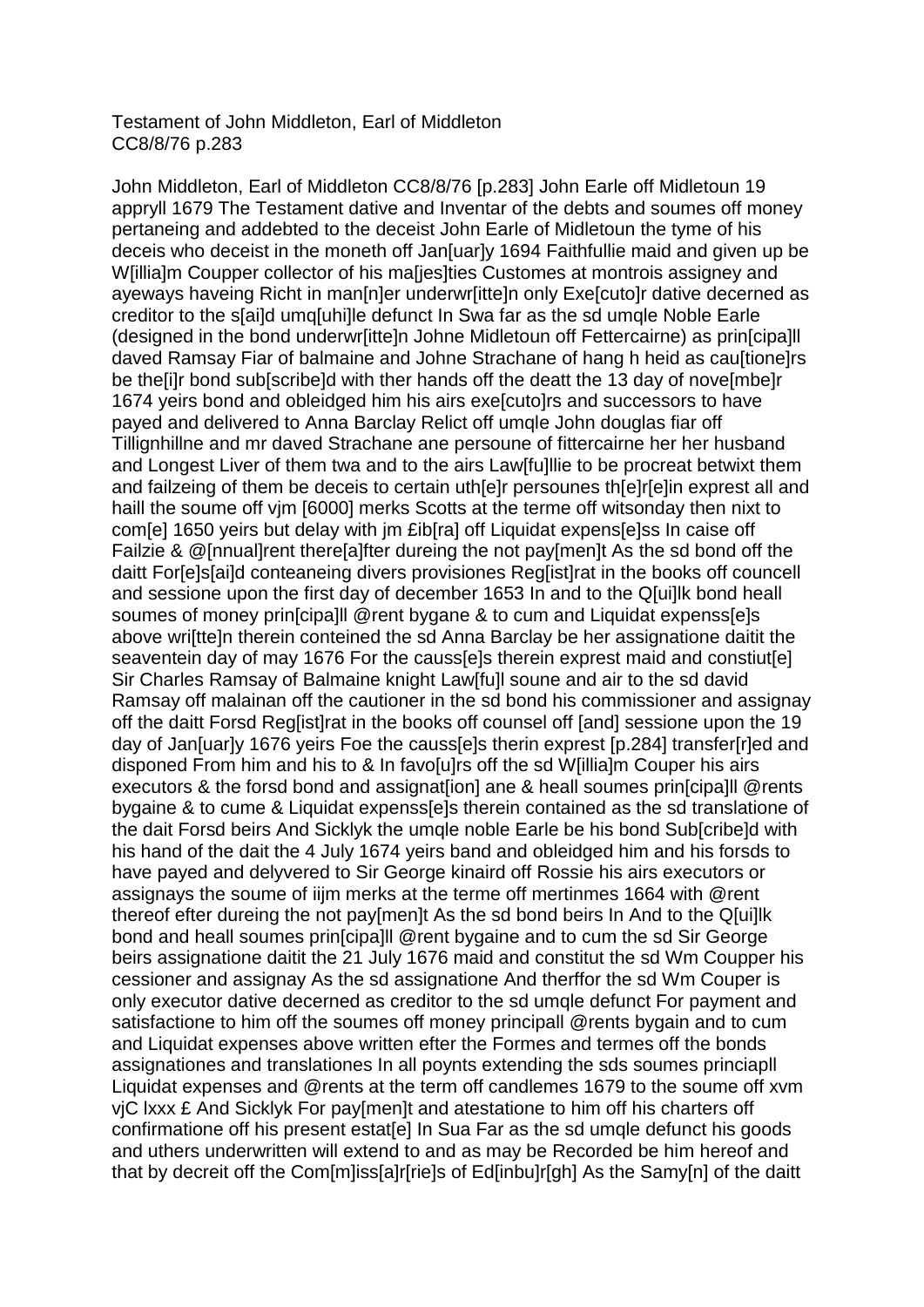Testament of John Middleton, Earl of Middleton
CC8/8/76 p.283

John Middleton, Earl of Middleton CC8/8/76 [p.283] John Earle off Midletoun 19 appryll 1679 The Testament dative and Inventar of the debts and soumes off money pertaneing and addebted to the deceist John Earle of Midletoun the tyme of his deceis who deceist in the moneth off Jan[uar]y 1694 Faithfullie maid and given up be W[illia]m Coupper collector of his ma[jes]ties Customes at montrois assigney and ayeways haveing Richt in man[n]er underwr[itte]n only Exe[cuto]r dative decerned as creditor to the s[ai]d umq[uhi]le defunct In Swa far as the sd umqle Noble Earle (designed in the bond underwr[itte]n Johne Midletoun off Fettercairne) as prin[cipa]ll daved Ramsay Fiar of balmaine and Johne Strachane of hang h heid as cau[tione]rs be the[i]r bond sub[scribe]d with ther hands off the deatt the 13 day of nove[mbe]r 1674 yeirs bond and obleidged him his airs exe[cuto]rs and successors to have payed and delivered to Anna Barclay Relict off umqle John douglas fiar off Tillignhillne and mr daved Strachane ane persoune of fittercairne her her husband and Longest Liver of them twa and to the airs Law[fu]llie to be procreat betwixt them and failzeing of them be deceis to certain uth[e]r persounes th[e]r[e]in exprest all and haill the soume off vjm [6000] merks Scotts at the terme off witsonday then nixt to com[e] 1650 yeirs but delay with jm £ib[ra] off Liquidat expens[e]ss In caise off Failzie & @[nnual]rent there[a]fter dureing the not pay[men]t As the sd bond off the daitt For[e]s[ai]d conteaneing divers provisiones Reg[ist]rat in the books off councell and sessione upon the first day of december 1653 In and to the Q[ui]lk bond heall soumes of money prin[cipa]ll @rent bygane & to cum and Liquidat expenss[e]s above wri[tte]n therein conteined the sd Anna Barclay be her assignatione daitit the seaventein day of may 1676 For the causs[e]s therein exprest maid and constiut[e] Sir Charles Ramsay of Balmaine knight Law[fu]ll soune and air to the sd david Ramsay off malainan off the cautioner in the sd bond his commissioner and assignay off the daitt Forsd Reg[ist]rat in the books off counsel off [and] sessione upon the 19 day of Jan[uar]y 1676 yeirs Foe the causs[e]s therin exprest [p.284] transfer[r]ed and disponed From him and his to & In favo[u]rs off the sd W[illia]m Couper his airs executors & the forsd bond and assignat[ion] ane & heall soumes prin[cipa]ll @rents bygaine & to cume & Liquidat expenss[e]s therein contained as the sd translatione of the dait Forsd beirs And Sicklyk the umqle noble Earle be his bond Sub[scribe]d with his hand of the dait the 4 July 1674 yeirs band and obleidged him and his forsds to have payed and delyvered to Sir George kinaird off Rossie his airs executors or assignays the soume of iijm merks at the terme off mertinmes 1664 with @rent thereof efter dureing the not pay[men]t As the sd bond beirs In And to the Q[ui]lk bond and heall soumes prin[cipa]ll @rent bygaine and to cum the sd Sir George beirs assignatione daitit the 21 July 1676 maid and constitut the sd Wm Coupper his cessioner and assignay As the sd assignatione And therffor the sd Wm Couper is only executor dative decerned as creditor to the sd umqle defunct For payment and satisfactione to him off the soumes off money principall @rents bygain and to cum and Liquidat expenses above written efter the Formes and termes off the bonds assignationes and translationes In all poynts extending the sds soumes princiapll Liquidat expenses and @rents at the term off candlemes 1679 to the soume off xvm vjC lxxx £ And Sicklyk For pay[men]t and atestatione to him off his charters off confirmatione off his present estat[e] In Sua Far as the sd umqle defunct his goods and uthers underwritten will extend to and as may be Recorded be him hereof and that by decreit off the Com[m]iss[a]r[rie]s of Ed[inbu]r[gh] As the Samy[n] of the daitt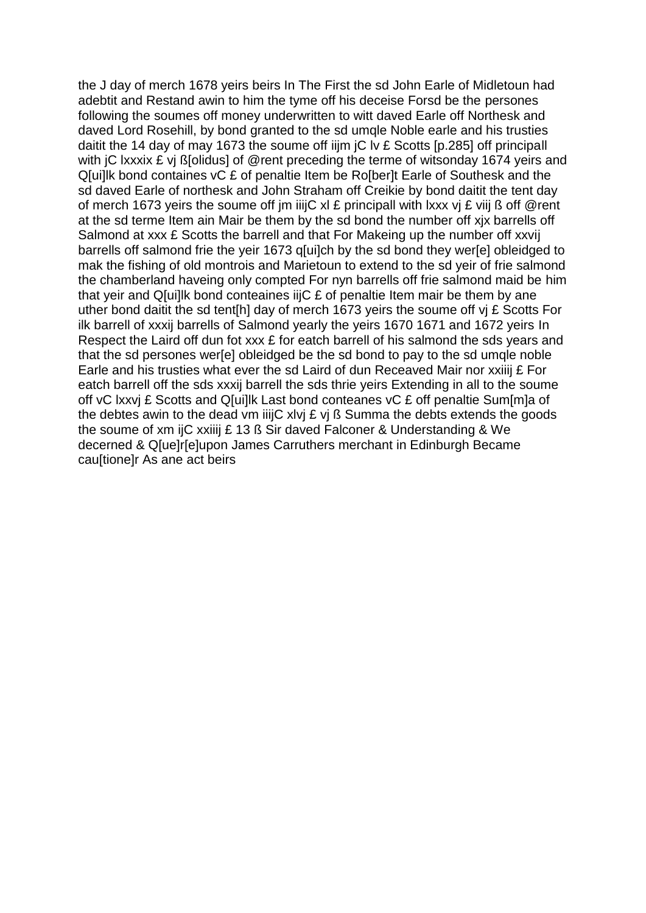the J day of merch 1678 yeirs beirs In The First the sd John Earle of Midletoun had adebtit and Restand awin to him the tyme off his deceise Forsd be the persones following the soumes off money underwritten to witt daved Earle off Northesk and daved Lord Rosehill, by bond granted to the sd umqle Noble earle and his trusties daitit the 14 day of may 1673 the soume off iijm jC lv £ Scotts [p.285] off principall with jC lxxxix £ vj ß[olidus] of @rent preceding the terme of witsonday 1674 yeirs and Q[ui]lk bond containes vC £ of penaltie Item be Ro[ber]t Earle of Southesk and the sd daved Earle of northesk and John Straham off Creikie by bond daitit the tent day of merch 1673 yeirs the soume off jm iiijC xl £ principall with lxxx vj £ viij ß off @rent at the sd terme Item ain Mair be them by the sd bond the number off xjx barrells off Salmond at xxx £ Scotts the barrell and that For Makeing up the number off xxvij barrells off salmond frie the yeir 1673 q[ui]ch by the sd bond they wer[e] obleidged to mak the fishing of old montrois and Marietoun to extend to the sd yeir of frie salmond the chamberland haveing only compted For nyn barrells off frie salmond maid be him that yeir and Q[ui]lk bond conteaines iijC £ of penaltie Item mair be them by ane uther bond daitit the sd tent[h] day of merch 1673 yeirs the soume off vj £ Scotts For ilk barrell of xxxij barrells of Salmond yearly the yeirs 1670 1671 and 1672 yeirs In Respect the Laird off dun fot xxx £ for eatch barrell of his salmond the sds years and that the sd persones wer[e] obleidged be the sd bond to pay to the sd umqle noble Earle and his trusties what ever the sd Laird of dun Receaved Mair nor xxiiij £ For eatch barrell off the sds xxxij barrell the sds thrie yeirs Extending in all to the soume off vC lxxvj £ Scotts and Q[ui]lk Last bond conteanes vC £ off penaltie Sum[m]a of the debtes awin to the dead vm iiijC xlvj £ vj ß Summa the debts extends the goods the soume of xm ijC xxiiij £ 13 ß Sir daved Falconer & Understanding & We decerned & Q[ue]r[e]upon James Carruthers merchant in Edinburgh Became cau[tione]r As ane act beirs